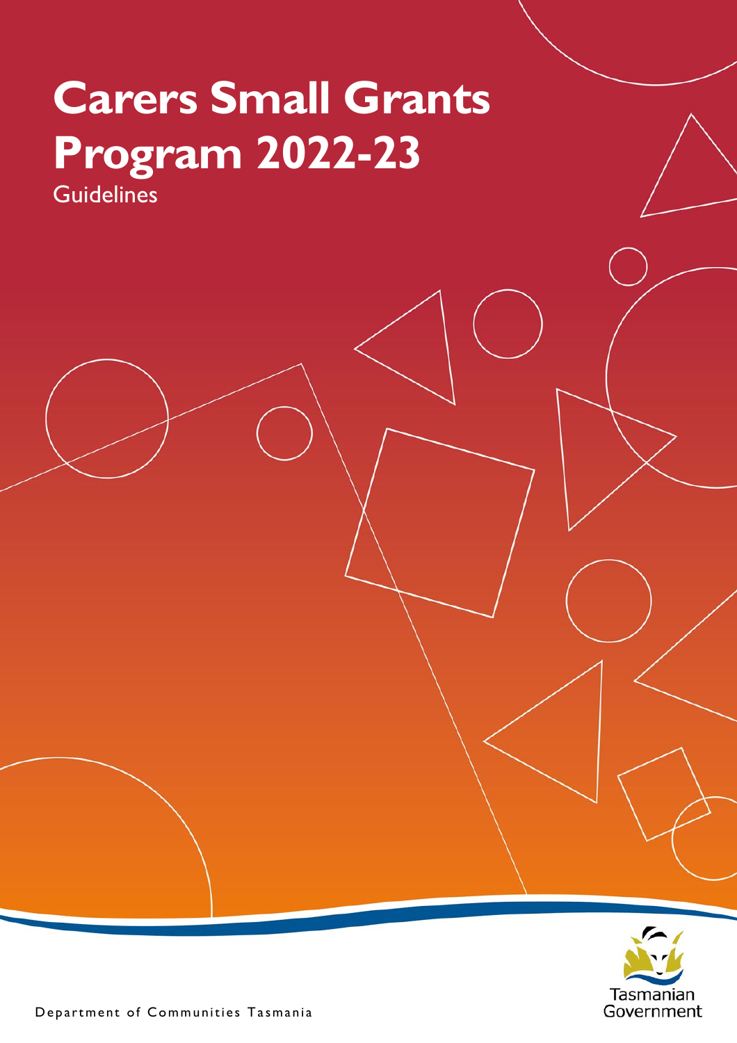# Carers Small Grants Program 2022-23

Guidelines

Department of Communities Tasmania

Tasmanian Government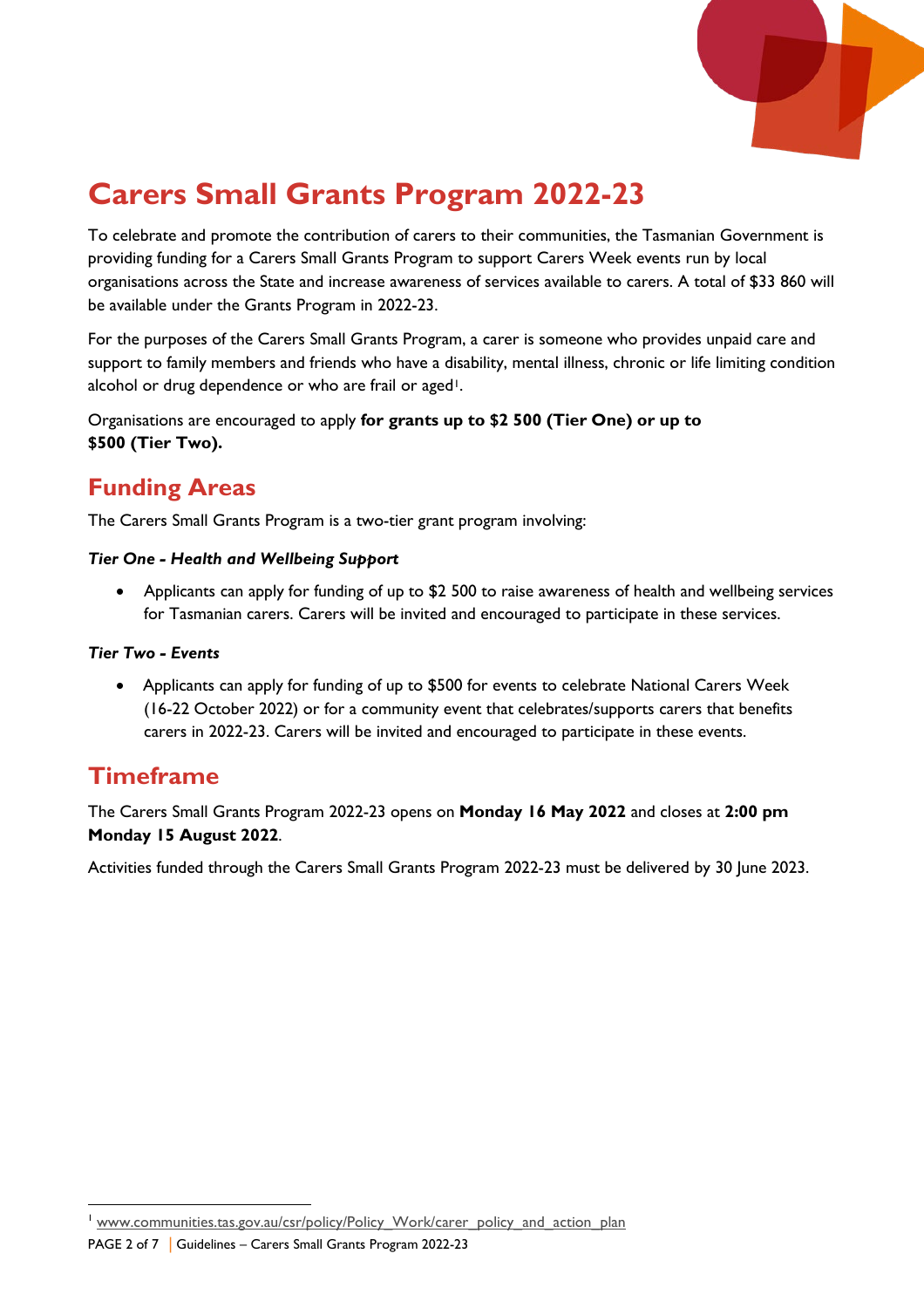# Carers Small Grants Program 2022-23

To celebrate and promote the contribution of carers to their communities, the Tasmanian Government is providing funding for a Carers Small Grants Program to support Carers Week events run by local organisations across the State and increase awareness of services available to carers. A total of $33 860 will be available under the Grants Program in 2022-23.

For the purposes of the Carers Small Grants Program, a carer is someone who provides unpaid care and support to family members and friends who have a disability, mental illness, chronic or life limiting condition alcohol or drug dependence or who are frail or aged[1].

Organisations are encouraged to apply **for grants up to $2 500 (Tier One) or up to $500 (Tier Two).**

## Funding Areas

The Carers Small Grants Program is a two-tier grant program involving:

***Tier One - Health and Wellbeing Support***

- Applicants can apply for funding of up to $2 500 to raise awareness of health and wellbeing services for Tasmanian carers. Carers will be invited and encouraged to participate in these services.

***Tier Two - Events***

- Applicants can apply for funding of up to $500 for events to celebrate National Carers Week (16-22 October 2022) or for a community event that celebrates/supports carers that benefits carers in 2022-23. Carers will be invited and encouraged to participate in these events.

## Timeframe

The Carers Small Grants Program 2022-23 opens on **Monday 16 May 2022** and closes at **2:00 pm Monday 15 August 2022**.

Activities funded through the Carers Small Grants Program 2022-23 must be delivered by 30 June 2023.

---

[1] www.communities.tas.gov.au/csr/policy/Policy_Work/carer_policy_and_action_plan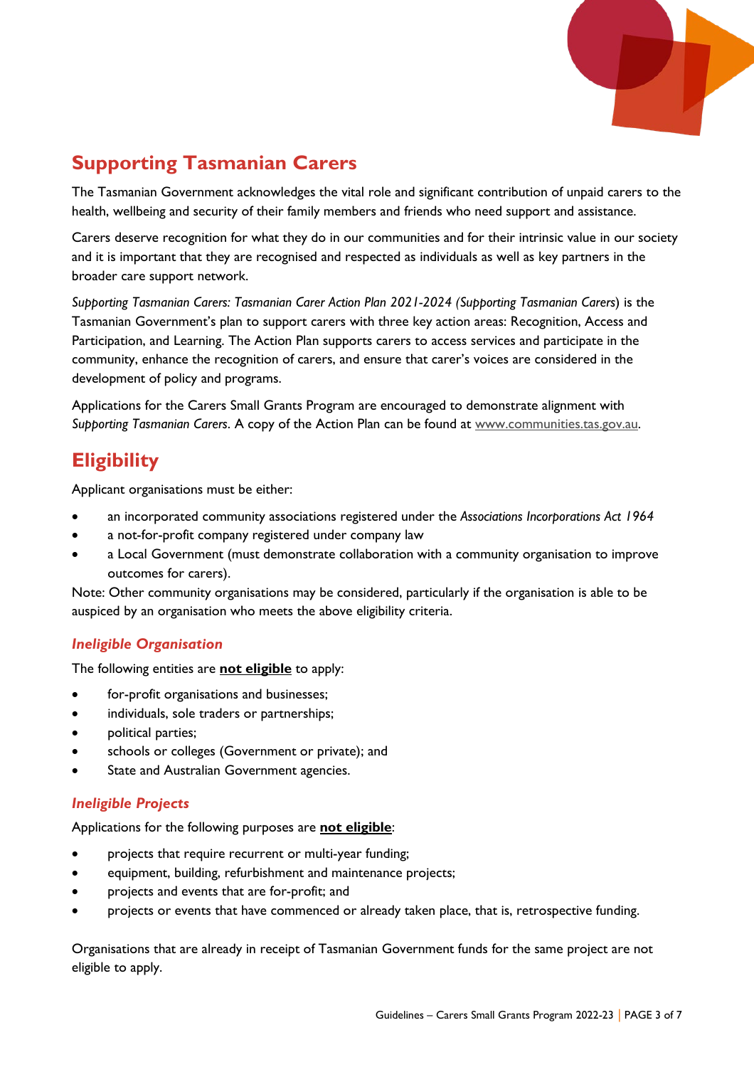## Supporting Tasmanian Carers

The Tasmanian Government acknowledges the vital role and significant contribution of unpaid carers to the health, wellbeing and security of their family members and friends who need support and assistance.

Carers deserve recognition for what they do in our communities and for their intrinsic value in our society and it is important that they are recognised and respected as individuals as well as key partners in the broader care support network.

*Supporting Tasmanian Carers: Tasmanian Carer Action Plan 2021-2024 (Supporting Tasmanian Carers*) is the Tasmanian Government's plan to support carers with three key action areas: Recognition, Access and Participation, and Learning. The Action Plan supports carers to access services and participate in the community, enhance the recognition of carers, and ensure that carer's voices are considered in the development of policy and programs.

Applications for the Carers Small Grants Program are encouraged to demonstrate alignment with *Supporting Tasmanian Carers*. A copy of the Action Plan can be found at www.communities.tas.gov.au.

## Eligibility

Applicant organisations must be either:

- an incorporated community associations registered under the *Associations Incorporations Act 1964*
- a not-for-profit company registered under company law
- a Local Government (must demonstrate collaboration with a community organisation to improve outcomes for carers).

Note: Other community organisations may be considered, particularly if the organisation is able to be auspiced by an organisation who meets the above eligibility criteria.

### *Ineligible Organisation*

The following entities are **not eligible** to apply:

- for-profit organisations and businesses;
- individuals, sole traders or partnerships;
- political parties;
- schools or colleges (Government or private); and
- State and Australian Government agencies.

### *Ineligible Projects*

Applications for the following purposes are **not eligible**:

- projects that require recurrent or multi-year funding;
- equipment, building, refurbishment and maintenance projects;
- projects and events that are for-profit; and
- projects or events that have commenced or already taken place, that is, retrospective funding.

Organisations that are already in receipt of Tasmanian Government funds for the same project are not eligible to apply.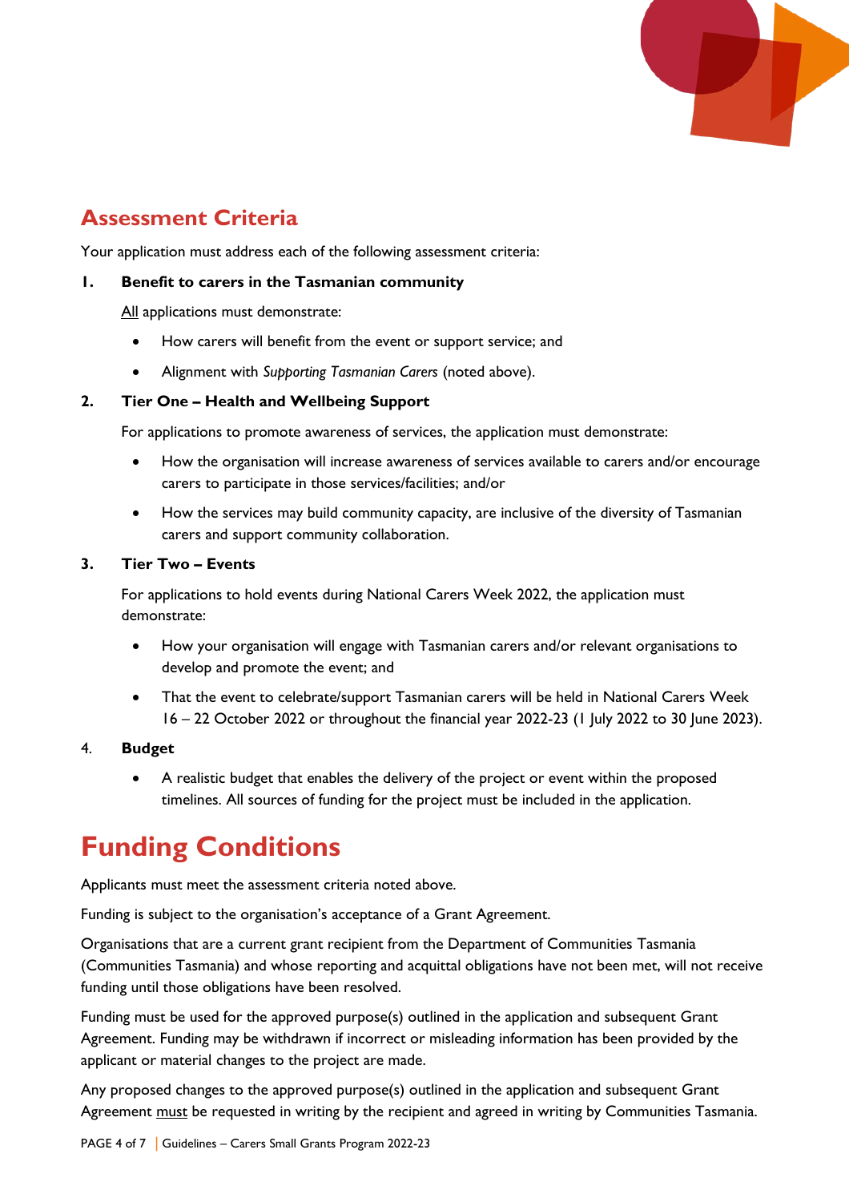## Assessment Criteria

Your application must address each of the following assessment criteria:

1. **Benefit to carers in the Tasmanian community**

   All applications must demonstrate:

   - How carers will benefit from the event or support service; and
   - Alignment with *Supporting Tasmanian Carers* (noted above).

2. **Tier One – Health and Wellbeing Support**

   For applications to promote awareness of services, the application must demonstrate:

   - How the organisation will increase awareness of services available to carers and/or encourage carers to participate in those services/facilities; and/or
   - How the services may build community capacity, are inclusive of the diversity of Tasmanian carers and support community collaboration.

3. **Tier Two – Events**

   For applications to hold events during National Carers Week 2022, the application must demonstrate:

   - How your organisation will engage with Tasmanian carers and/or relevant organisations to develop and promote the event; and
   - That the event to celebrate/support Tasmanian carers will be held in National Carers Week 16 – 22 October 2022 or throughout the financial year 2022-23 (1 July 2022 to 30 June 2023).

4. **Budget**

   - A realistic budget that enables the delivery of the project or event within the proposed timelines. All sources of funding for the project must be included in the application.

# Funding Conditions

Applicants must meet the assessment criteria noted above.

Funding is subject to the organisation's acceptance of a Grant Agreement.

Organisations that are a current grant recipient from the Department of Communities Tasmania (Communities Tasmania) and whose reporting and acquittal obligations have not been met, will not receive funding until those obligations have been resolved.

Funding must be used for the approved purpose(s) outlined in the application and subsequent Grant Agreement. Funding may be withdrawn if incorrect or misleading information has been provided by the applicant or material changes to the project are made.

Any proposed changes to the approved purpose(s) outlined in the application and subsequent Grant Agreement must be requested in writing by the recipient and agreed in writing by Communities Tasmania.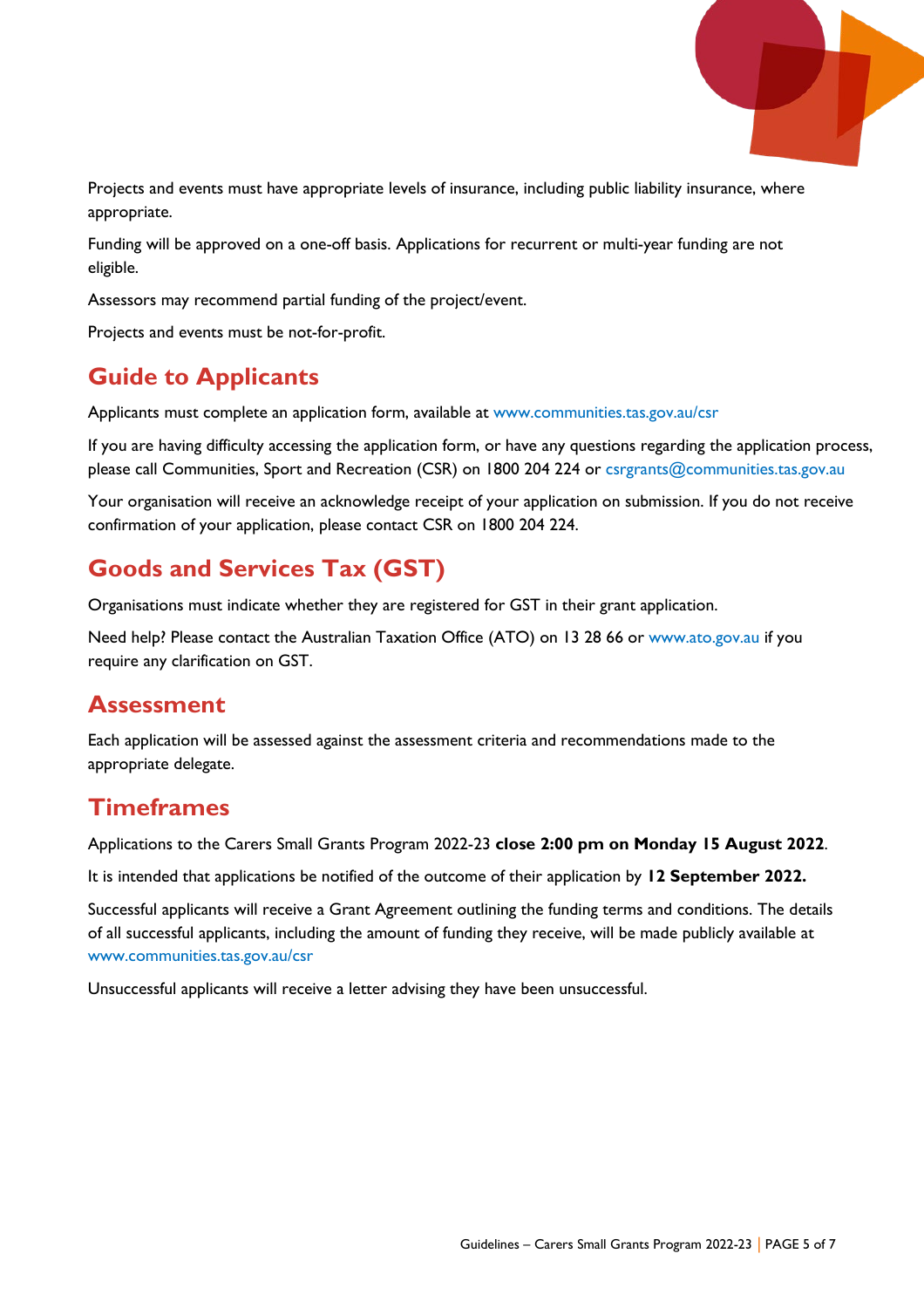Projects and events must have appropriate levels of insurance, including public liability insurance, where appropriate.

Funding will be approved on a one-off basis. Applications for recurrent or multi-year funding are not eligible.

Assessors may recommend partial funding of the project/event.

Projects and events must be not-for-profit.

## Guide to Applicants

Applicants must complete an application form, available at www.communities.tas.gov.au/csr

If you are having difficulty accessing the application form, or have any questions regarding the application process, please call Communities, Sport and Recreation (CSR) on 1800 204 224 or csrgrants@communities.tas.gov.au

Your organisation will receive an acknowledge receipt of your application on submission. If you do not receive confirmation of your application, please contact CSR on 1800 204 224.

## Goods and Services Tax (GST)

Organisations must indicate whether they are registered for GST in their grant application.

Need help? Please contact the Australian Taxation Office (ATO) on 13 28 66 or www.ato.gov.au if you require any clarification on GST.

### Assessment

Each application will be assessed against the assessment criteria and recommendations made to the appropriate delegate.

### Timeframes

Applications to the Carers Small Grants Program 2022-23 **close 2:00 pm on Monday 15 August 2022**.

It is intended that applications be notified of the outcome of their application by **12 September 2022.**

Successful applicants will receive a Grant Agreement outlining the funding terms and conditions. The details of all successful applicants, including the amount of funding they receive, will be made publicly available at www.communities.tas.gov.au/csr

Unsuccessful applicants will receive a letter advising they have been unsuccessful.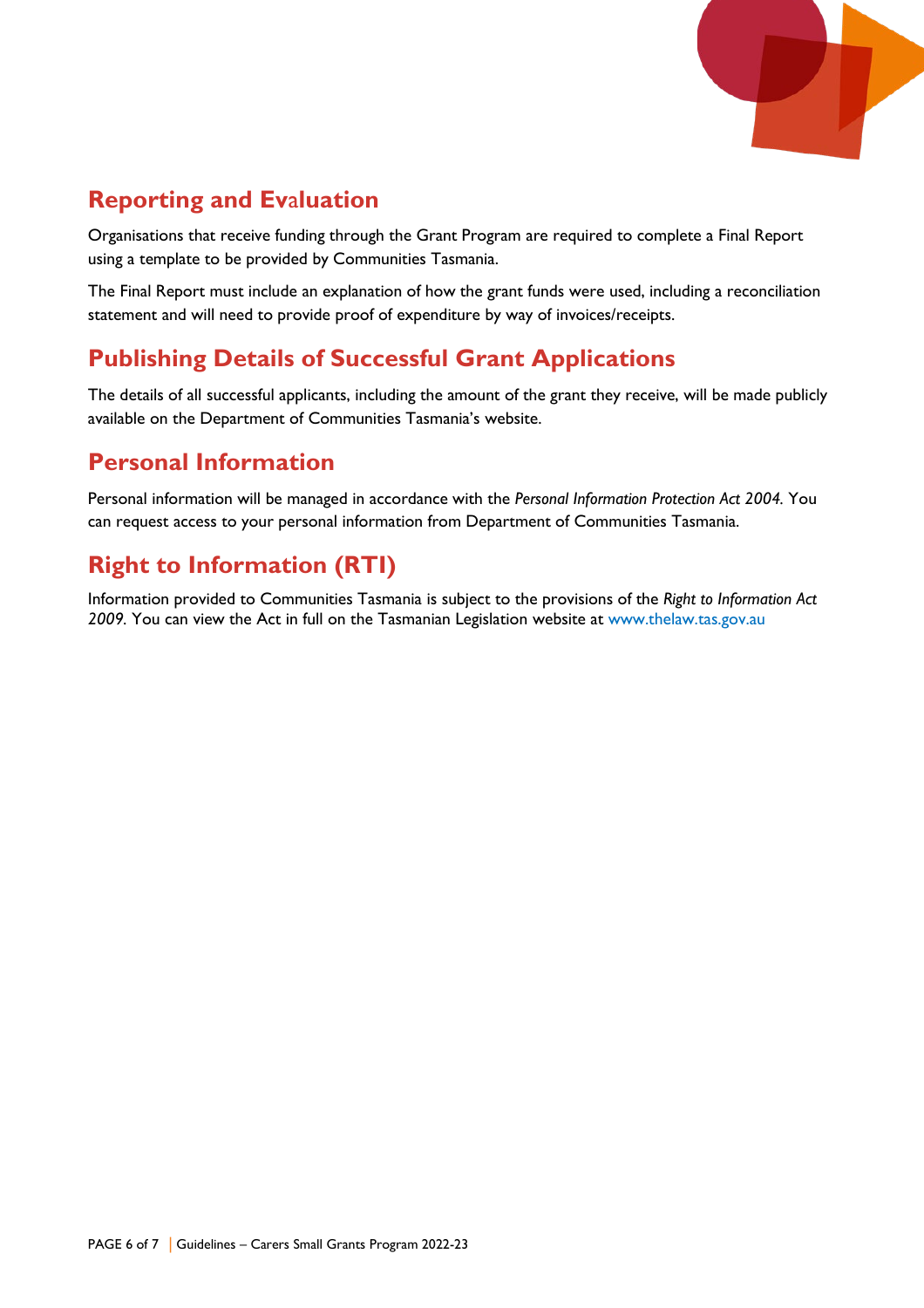## Reporting and Evaluation

Organisations that receive funding through the Grant Program are required to complete a Final Report using a template to be provided by Communities Tasmania.

The Final Report must include an explanation of how the grant funds were used, including a reconciliation statement and will need to provide proof of expenditure by way of invoices/receipts.

## Publishing Details of Successful Grant Applications

The details of all successful applicants, including the amount of the grant they receive, will be made publicly available on the Department of Communities Tasmania's website.

## Personal Information

Personal information will be managed in accordance with the *Personal Information Protection Act 2004.* You can request access to your personal information from Department of Communities Tasmania.

## Right to Information (RTI)

Information provided to Communities Tasmania is subject to the provisions of the *Right to Information Act 2009.* You can view the Act in full on the Tasmanian Legislation website at www.thelaw.tas.gov.au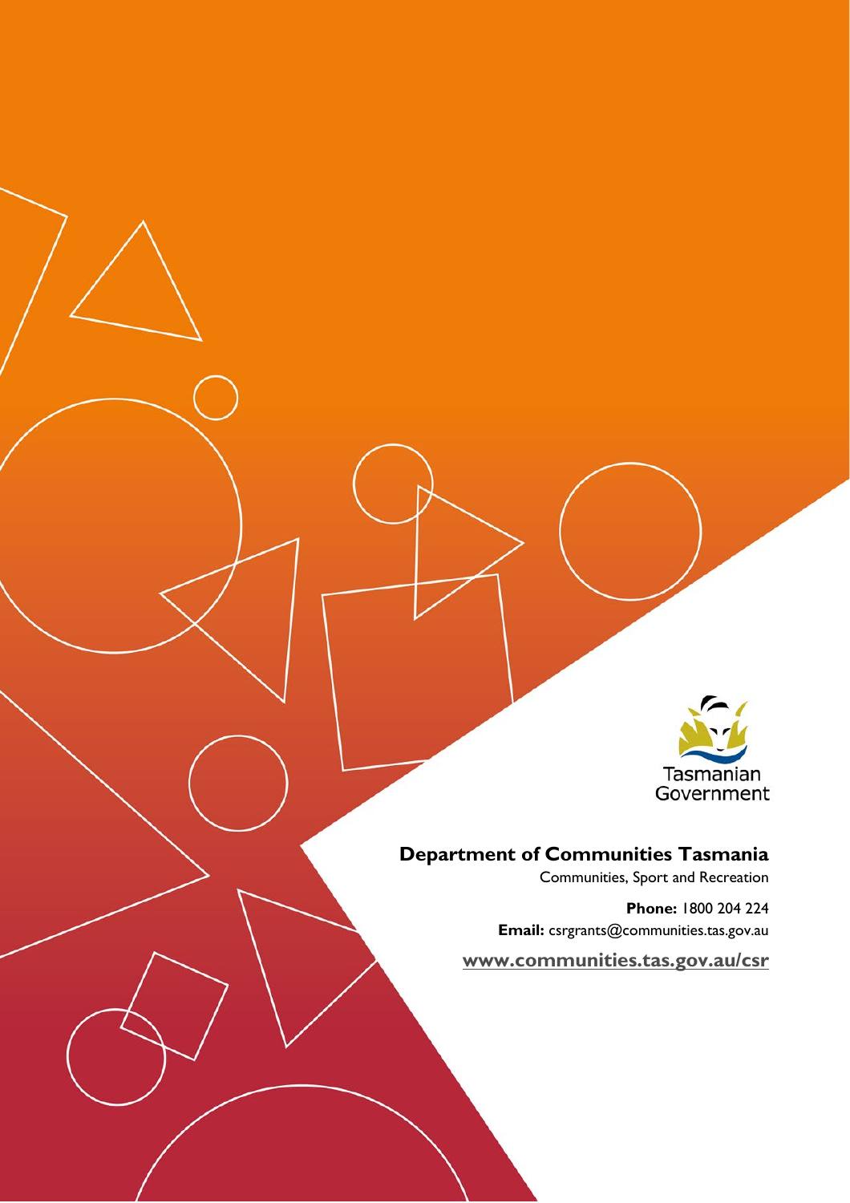Tasmanian Government

**Department of Communities Tasmania**

Communities, Sport and Recreation

**Phone:** 1800 204 224

**Email:** csrgrants@communities.tas.gov.au

**www.communities.tas.gov.au/csr**